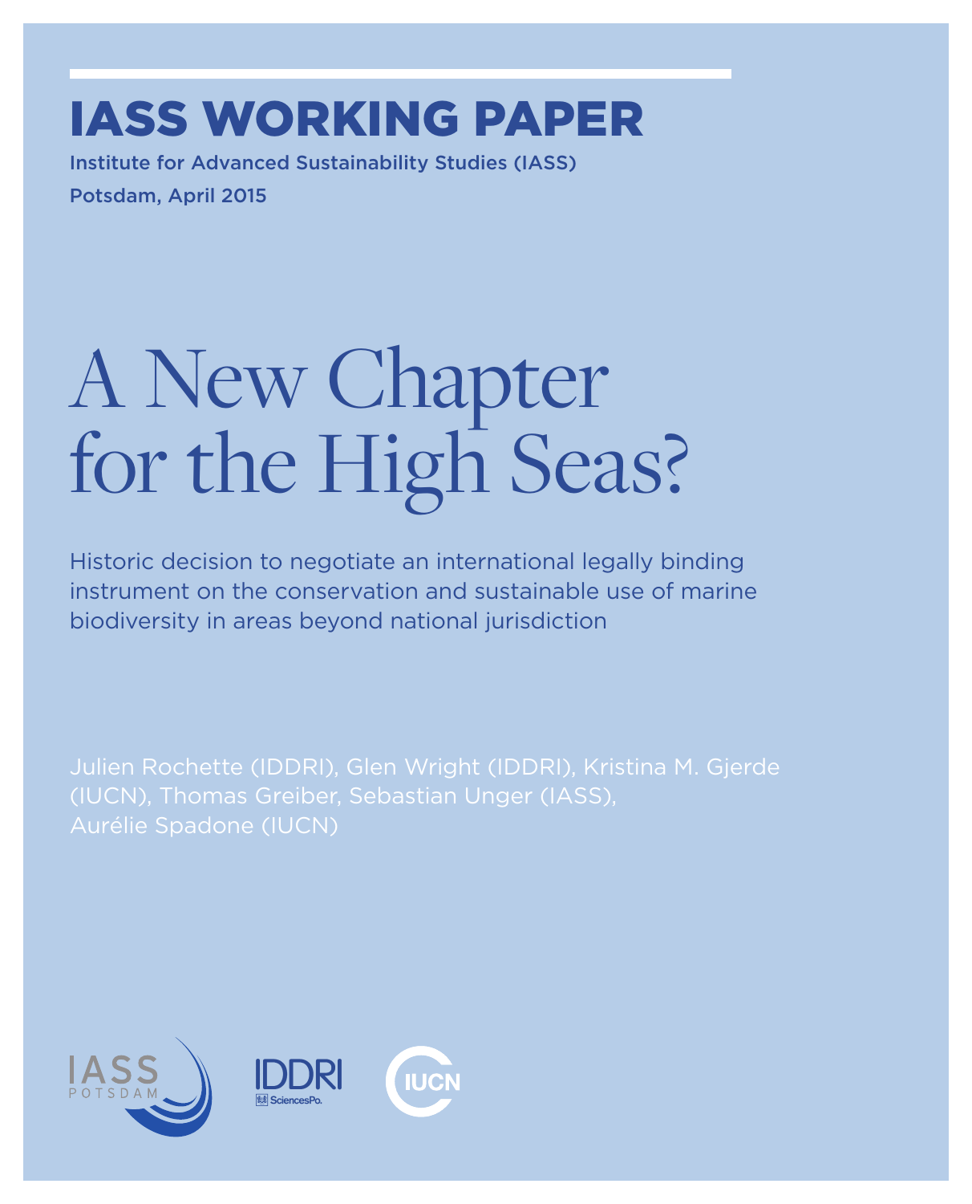# IASS WORKING PAPER

Institute for Advanced Sustainability Studies (IASS)

Potsdam, April 2015

# A New Chapter for the High Seas?

Historic decision to negotiate an international legally binding instrument on the conservation and sustainable use of marine biodiversity in areas beyond national jurisdiction

Julien Rochette (IDDRI), Glen Wright (IDDRI), Kristina M. Gjerde (IUCN), Thomas Greiber, Sebastian Unger (IASS), Aurélie Spadone (IUCN)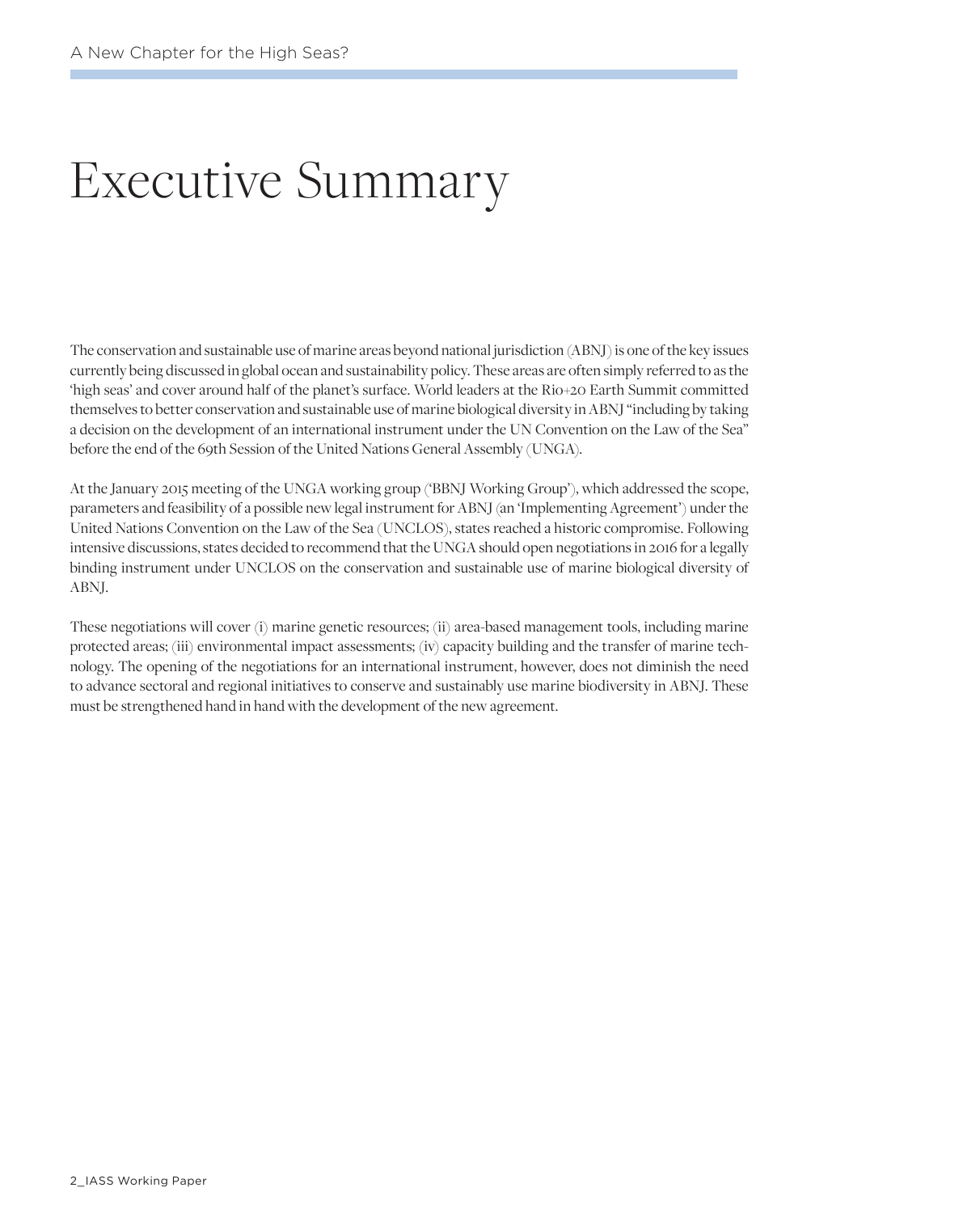# Executive Summary

The conservation and sustainable use of marine areas beyond national jurisdiction (ABNJ) is one of the key issues currently being discussed in global ocean and sustainability policy. These areas are often simply referred to as the 'high seas' and cover around half of the planet's surface. World leaders at the Rio+20 Earth Summit committed themselves to better conservation and sustainable use of marine biological diversity in ABNJ "including by taking a decision on the development of an international instrument under the UN Convention on the Law of the Sea" before the end of the 69th Session of the United Nations General Assembly (UNGA).

At the January 2015 meeting of the UNGA working group ('BBNJ Working Group'), which addressed the scope, parameters and feasibility of a possible new legal instrument for ABNJ (an 'Implementing Agreement') under the United Nations Convention on the Law of the Sea (UNCLOS), states reached a historic compromise. Following intensive discussions, states decided to recommend that the UNGA should open negotiations in 2016 for a legally binding instrument under UNCLOS on the conservation and sustainable use of marine biological diversity of ABNJ.

These negotiations will cover (i) marine genetic resources; (ii) area-based management tools, including marine protected areas; (iii) environmental impact assessments; (iv) capacity building and the transfer of marine technology. The opening of the negotiations for an international instrument, however, does not diminish the need to advance sectoral and regional initiatives to conserve and sustainably use marine biodiversity in ABNJ. These must be strengthened hand in hand with the development of the new agreement.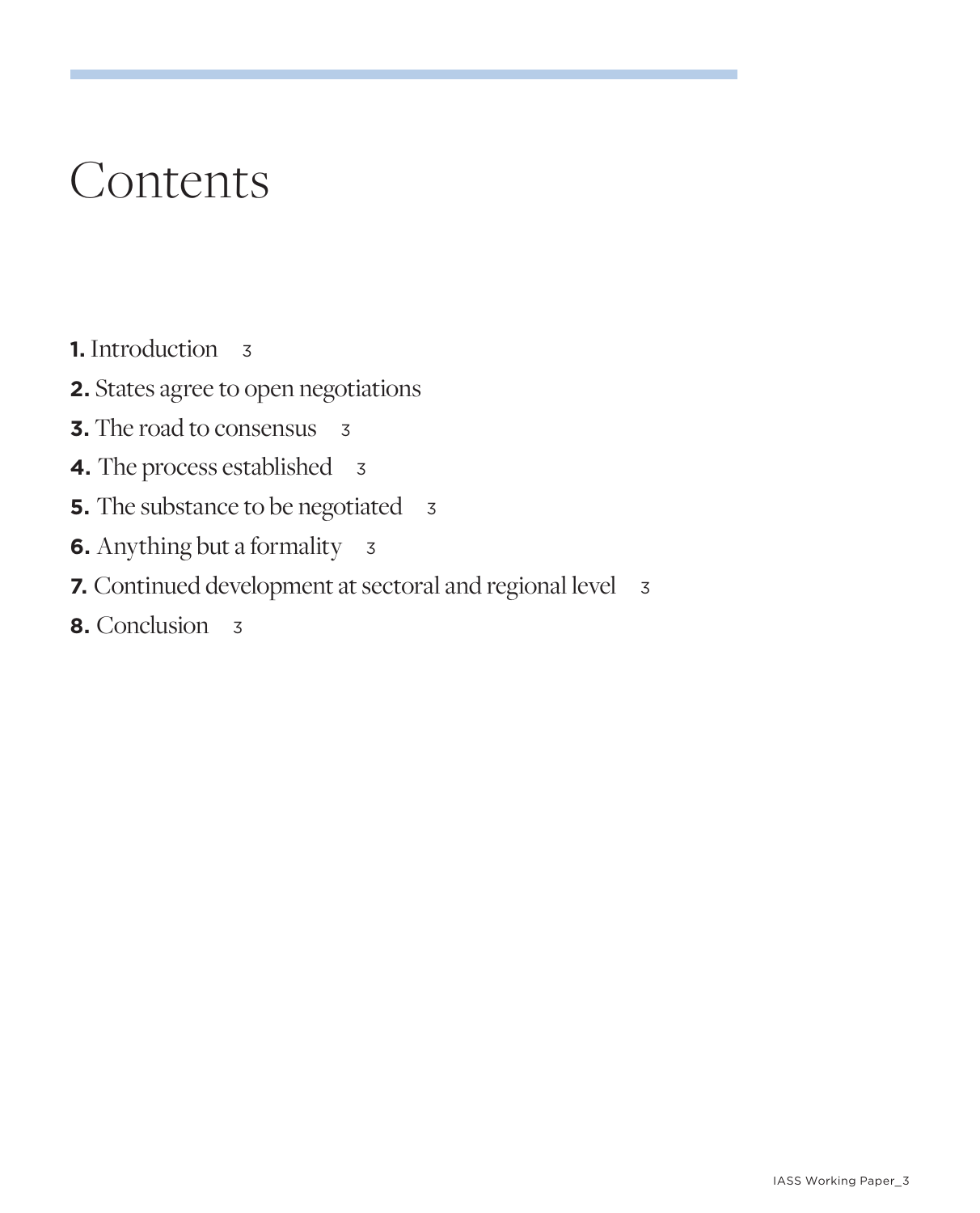# Contents

**1.** Introduction 3

**2.** States agree to open negotiations

**3.** The road to consensus 3

**4.** The process established 3

**5.** The substance to be negotiated 3

**6.** Anything but a formality 3

**7.** Continued development at sectoral and regional level 3

**8.** Conclusion 3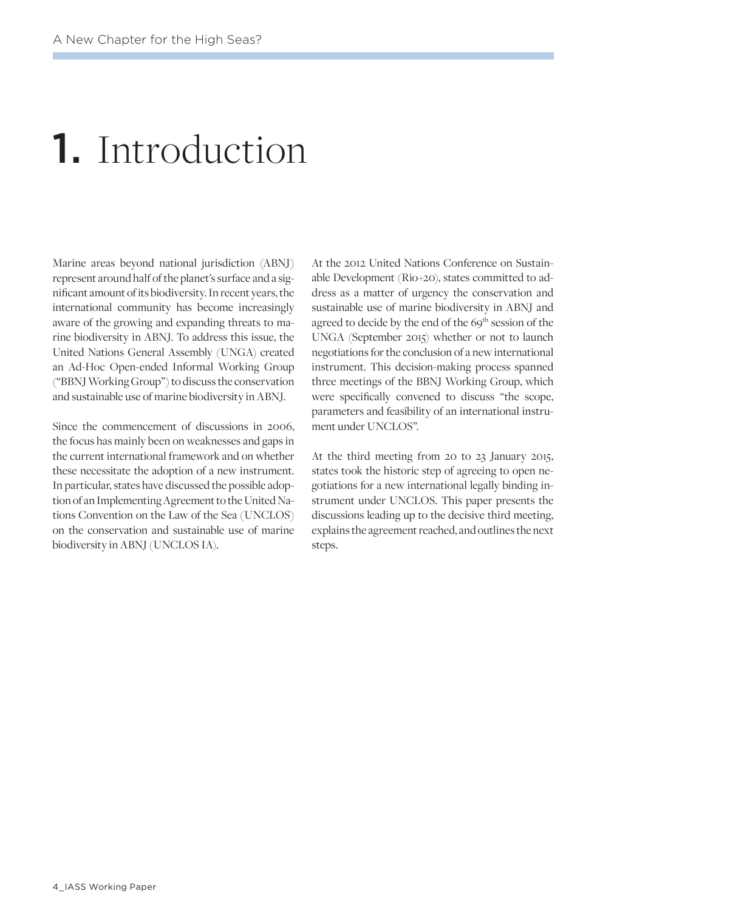# 1. Introduction

Marine areas beyond national jurisdiction (ABNJ) represent around half of the planet's surface and a significant amount of its biodiversity. In recent years, the international community has become increasingly aware of the growing and expanding threats to marine biodiversity in ABNJ. To address this issue, the United Nations General Assembly (UNGA) created an Ad-Hoc Open-ended Informal Working Group ("BBNJ Working Group") to discuss the conservation and sustainable use of marine biodiversity in ABNJ.

Since the commencement of discussions in 2006, the focus has mainly been on weaknesses and gaps in the current international framework and on whether these necessitate the adoption of a new instrument. In particular, states have discussed the possible adoption of an Implementing Agreement to the United Nations Convention on the Law of the Sea (UNCLOS) on the conservation and sustainable use of marine biodiversity in ABNJ (UNCLOS IA).

At the 2012 United Nations Conference on Sustainable Development (Rio+20), states committed to address as a matter of urgency the conservation and sustainable use of marine biodiversity in ABNJ and agreed to decide by the end of the 69th session of the UNGA (September 2015) whether or not to launch negotiations for the conclusion of a new international instrument. This decision-making process spanned three meetings of the BBNJ Working Group, which were specifically convened to discuss "the scope, parameters and feasibility of an international instrument under UNCLOS".

At the third meeting from 20 to 23 January 2015, states took the historic step of agreeing to open negotiations for a new international legally binding instrument under UNCLOS. This paper presents the discussions leading up to the decisive third meeting, explains the agreement reached, and outlines the next steps.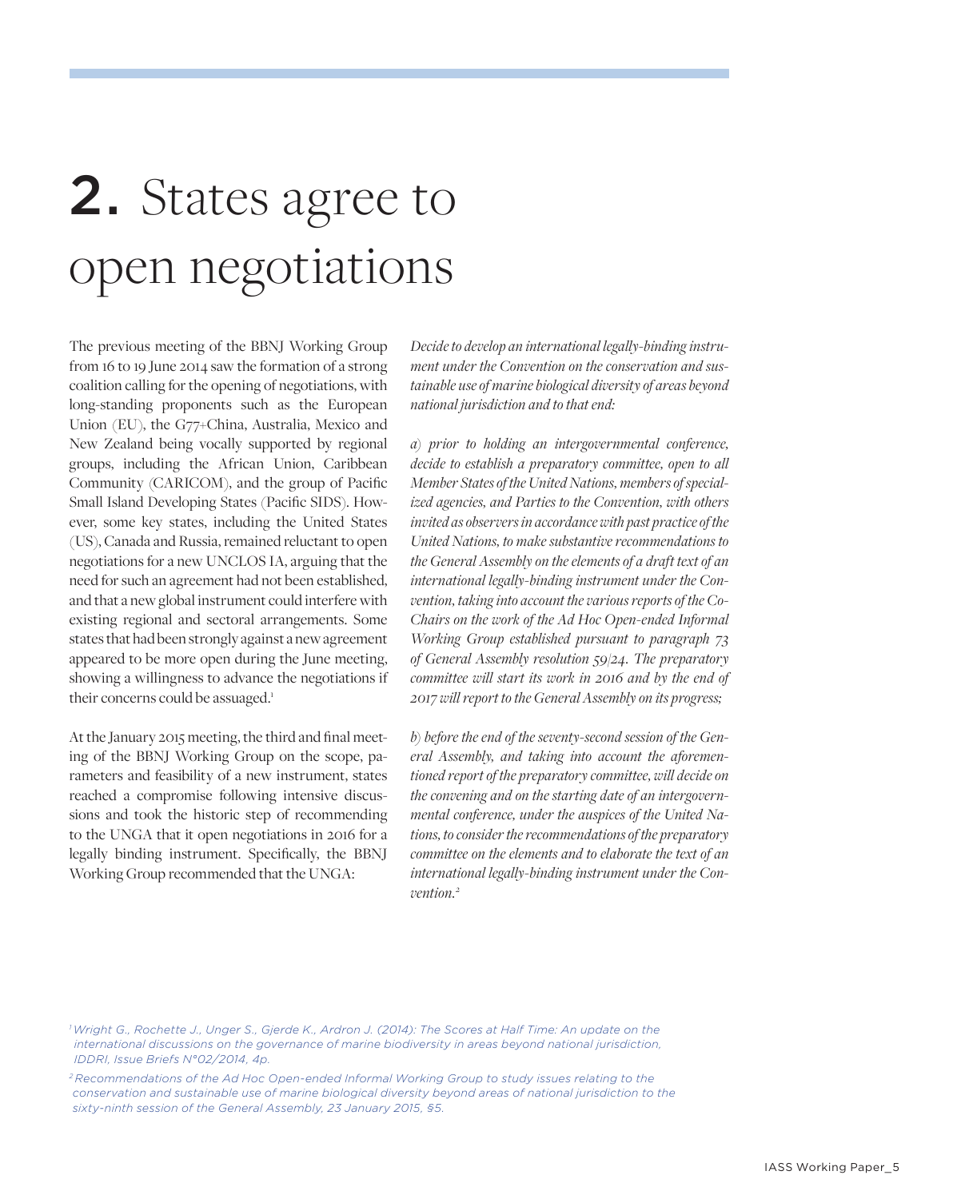# 2. States agree to open negotiations

The previous meeting of the BBNJ Working Group from 16 to 19 June 2014 saw the formation of a strong coalition calling for the opening of negotiations, with long-standing proponents such as the European Union (EU), the G77+China, Australia, Mexico and New Zealand being vocally supported by regional groups, including the African Union, Caribbean Community (CARICOM), and the group of Pacific Small Island Developing States (Pacific SIDS). However, some key states, including the United States (US), Canada and Russia, remained reluctant to open negotiations for a new UNCLOS IA, arguing that the need for such an agreement had not been established, and that a new global instrument could interfere with existing regional and sectoral arrangements. Some states that had been strongly against a new agreement appeared to be more open during the June meeting, showing a willingness to advance the negotiations if their concerns could be assuaged.[1]

At the January 2015 meeting, the third and final meeting of the BBNJ Working Group on the scope, parameters and feasibility of a new instrument, states reached a compromise following intensive discussions and took the historic step of recommending to the UNGA that it open negotiations in 2016 for a legally binding instrument. Specifically, the BBNJ Working Group recommended that the UNGA:

*Decide to develop an international legally-binding instrument under the Convention on the conservation and sustainable use of marine biological diversity of areas beyond national jurisdiction and to that end:*

*a) prior to holding an intergovernmental conference, decide to establish a preparatory committee, open to all Member States of the United Nations, members of specialized agencies, and Parties to the Convention, with others invited as observers in accordance with past practice of the United Nations, to make substantive recommendations to the General Assembly on the elements of a draft text of an international legally-binding instrument under the Convention, taking into account the various reports of the Co-Chairs on the work of the Ad Hoc Open-ended Informal Working Group established pursuant to paragraph 73 of General Assembly resolution 59/24. The preparatory committee will start its work in 2016 and by the end of 2017 will report to the General Assembly on its progress;*

*b) before the end of the seventy-second session of the General Assembly, and taking into account the aforementioned report of the preparatory committee, will decide on the convening and on the starting date of an intergovernmental conference, under the auspices of the United Nations, to consider the recommendations of the preparatory committee on the elements and to elaborate the text of an international legally-binding instrument under the Convention.*[2]

[1] *Wright G., Rochette J., Unger S., Gjerde K., Ardron J. (2014): The Scores at Half Time: An update on the international discussions on the governance of marine biodiversity in areas beyond national jurisdiction, IDDRI, Issue Briefs N°02/2014, 4p.*

[2] *Recommendations of the Ad Hoc Open-ended Informal Working Group to study issues relating to the conservation and sustainable use of marine biological diversity beyond areas of national jurisdiction to the sixty-ninth session of the General Assembly, 23 January 2015, §5.*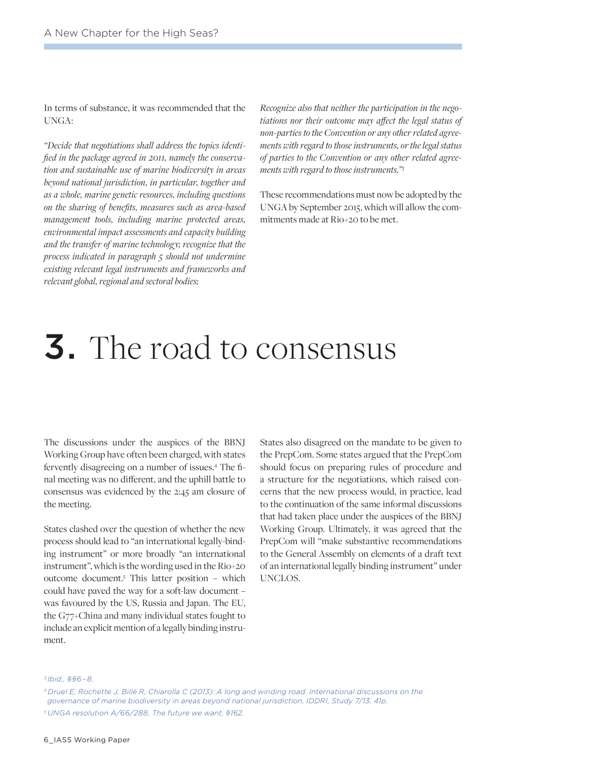In terms of substance, it was recommended that the UNGA:

*"Decide that negotiations shall address the topics identified in the package agreed in 2011, namely the conservation and sustainable use of marine biodiversity in areas beyond national jurisdiction, in particular, together and as a whole, marine genetic resources, including questions on the sharing of benefits, measures such as area-based management tools, including marine protected areas, environmental impact assessments and capacity building and the transfer of marine technology; recognize that the process indicated in paragraph 5 should not undermine existing relevant legal instruments and frameworks and relevant global, regional and sectoral bodies;*

*Recognize also that neither the participation in the negotiations nor their outcome may affect the legal status of non-parties to the Convention or any other related agreements with regard to those instruments, or the legal status of parties to the Convention or any other related agreements with regard to those instruments."*[3]

These recommendations must now be adopted by the UNGA by September 2015, which will allow the commitments made at Rio+20 to be met.

# 3. The road to consensus

The discussions under the auspices of the BBNJ Working Group have often been charged, with states fervently disagreeing on a number of issues.[4] The final meeting was no different, and the uphill battle to consensus was evidenced by the 2:45 am closure of the meeting.

States clashed over the question of whether the new process should lead to "an international legally-binding instrument" or more broadly "an international instrument", which is the wording used in the Rio+20 outcome document.[5] This latter position – which could have paved the way for a soft-law document – was favoured by the US, Russia and Japan. The EU, the G77+China and many individual states fought to include an explicit mention of a legally binding instrument.

States also disagreed on the mandate to be given to the PrepCom. Some states argued that the PrepCom should focus on preparing rules of procedure and a structure for the negotiations, which raised concerns that the new process would, in practice, lead to the continuation of the same informal discussions that had taken place under the auspices of the BBNJ Working Group. Ultimately, it was agreed that the PrepCom will "make substantive recommendations to the General Assembly on elements of a draft text of an international legally binding instrument" under UNCLOS.

[3] Ibid., §§6–8.

[4] Druel E, Rochette J, Billé R, Chiarolla C (2013): A long and winding road. International discussions on the governance of marine biodiversity in areas beyond national jurisdiction, IDDRI, Study 7/13, 41p.

[5] UNGA resolution A/66/288, The future we want, §162.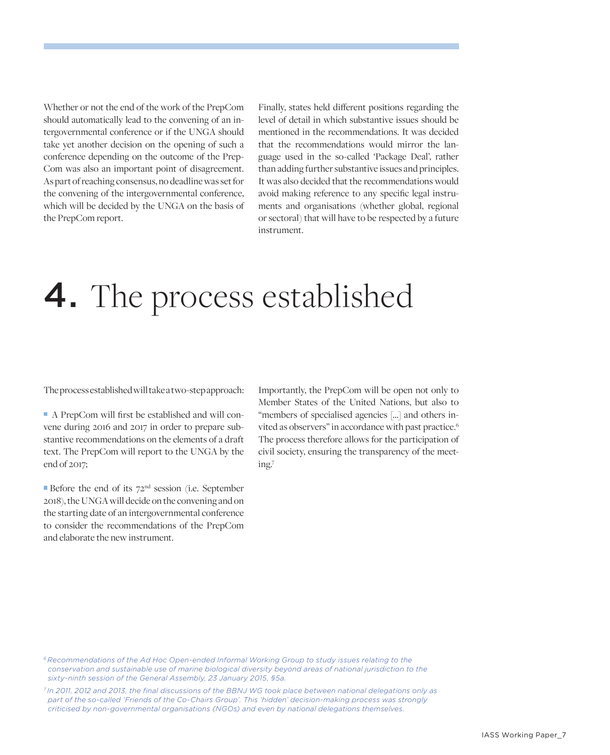Whether or not the end of the work of the PrepCom should automatically lead to the convening of an intergovernmental conference or if the UNGA should take yet another decision on the opening of such a conference depending on the outcome of the PrepCom was also an important point of disagreement. As part of reaching consensus, no deadline was set for the convening of the intergovernmental conference, which will be decided by the UNGA on the basis of the PrepCom report.

Finally, states held different positions regarding the level of detail in which substantive issues should be mentioned in the recommendations. It was decided that the recommendations would mirror the language used in the so-called 'Package Deal', rather than adding further substantive issues and principles. It was also decided that the recommendations would avoid making reference to any specific legal instruments and organisations (whether global, regional or sectoral) that will have to be respected by a future instrument.

# 4. The process established

The process established will take a two-step approach:

- A PrepCom will first be established and will convene during 2016 and 2017 in order to prepare substantive recommendations on the elements of a draft text. The PrepCom will report to the UNGA by the end of 2017;

- Before the end of its 72nd session (i.e. September 2018), the UNGA will decide on the convening and on the starting date of an intergovernmental conference to consider the recommendations of the PrepCom and elaborate the new instrument.

Importantly, the PrepCom will be open not only to Member States of the United Nations, but also to "members of specialised agencies [...] and others invited as observers" in accordance with past practice.[6] The process therefore allows for the participation of civil society, ensuring the transparency of the meeting.[7]

[6] *Recommendations of the Ad Hoc Open-ended Informal Working Group to study issues relating to the conservation and sustainable use of marine biological diversity beyond areas of national jurisdiction to the sixty-ninth session of the General Assembly, 23 January 2015, §5a.*

[7] *In 2011, 2012 and 2013, the final discussions of the BBNJ WG took place between national delegations only as part of the so-called 'Friends of the Co-Chairs Group'. This 'hidden' decision-making process was strongly criticised by non-governmental organisations (NGOs) and even by national delegations themselves.*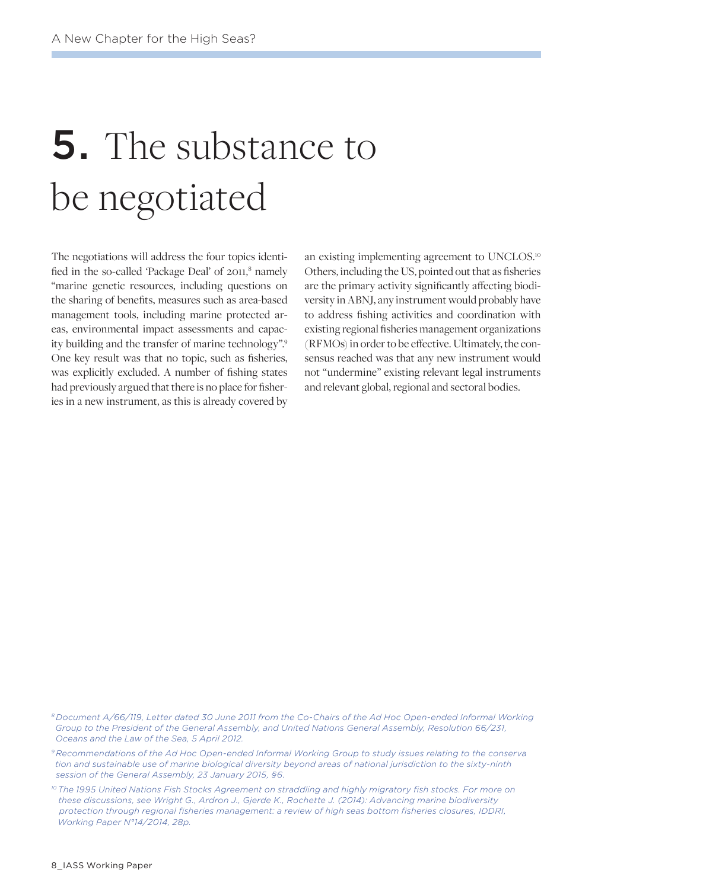# 5. The substance to be negotiated

The negotiations will address the four topics identified in the so-called 'Package Deal' of 2011,[8] namely "marine genetic resources, including questions on the sharing of benefits, measures such as area-based management tools, including marine protected areas, environmental impact assessments and capacity building and the transfer of marine technology".[9] One key result was that no topic, such as fisheries, was explicitly excluded. A number of fishing states had previously argued that there is no place for fisheries in a new instrument, as this is already covered by an existing implementing agreement to UNCLOS.[10] Others, including the US, pointed out that as fisheries are the primary activity significantly affecting biodiversity in ABNJ, any instrument would probably have to address fishing activities and coordination with existing regional fisheries management organizations (RFMOs) in order to be effective. Ultimately, the consensus reached was that any new instrument would not "undermine" existing relevant legal instruments and relevant global, regional and sectoral bodies.

---

[8] *Document A/66/119, Letter dated 30 June 2011 from the Co-Chairs of the Ad Hoc Open-ended Informal Working Group to the President of the General Assembly, and United Nations General Assembly, Resolution 66/231, Oceans and the Law of the Sea, 5 April 2012.*

[9] *Recommendations of the Ad Hoc Open-ended Informal Working Group to study issues relating to the conservation and sustainable use of marine biological diversity beyond areas of national jurisdiction to the sixty-ninth session of the General Assembly, 23 January 2015, §6.*

[10] *The 1995 United Nations Fish Stocks Agreement on straddling and highly migratory fish stocks. For more on these discussions, see Wright G., Ardron J., Gjerde K., Rochette J. (2014): Advancing marine biodiversity protection through regional fisheries management: a review of high seas bottom fisheries closures, IDDRI, Working Paper N°14/2014, 28p.*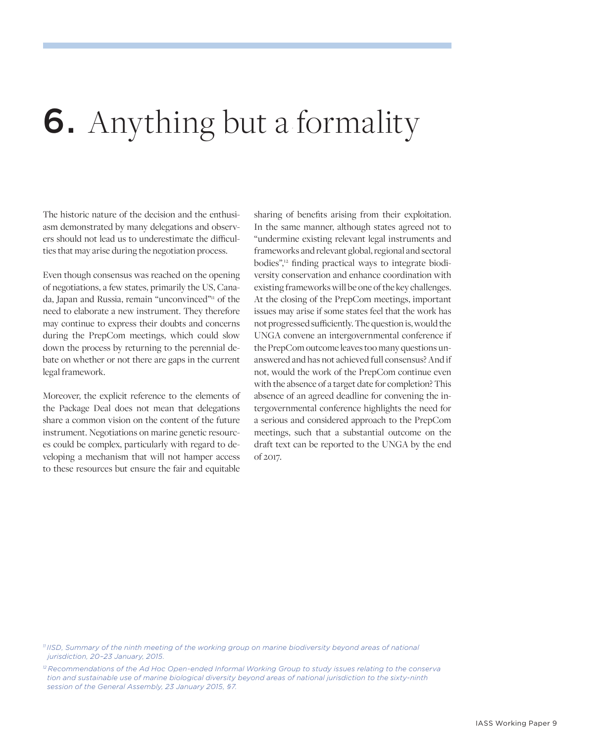# 6. Anything but a formality

The historic nature of the decision and the enthusiasm demonstrated by many delegations and observers should not lead us to underestimate the difficulties that may arise during the negotiation process.

Even though consensus was reached on the opening of negotiations, a few states, primarily the US, Canada, Japan and Russia, remain "unconvinced"[11] of the need to elaborate a new instrument. They therefore may continue to express their doubts and concerns during the PrepCom meetings, which could slow down the process by returning to the perennial debate on whether or not there are gaps in the current legal framework.

Moreover, the explicit reference to the elements of the Package Deal does not mean that delegations share a common vision on the content of the future instrument. Negotiations on marine genetic resources could be complex, particularly with regard to developing a mechanism that will not hamper access to these resources but ensure the fair and equitable sharing of benefits arising from their exploitation. In the same manner, although states agreed not to "undermine existing relevant legal instruments and frameworks and relevant global, regional and sectoral bodies",[12] finding practical ways to integrate biodiversity conservation and enhance coordination with existing frameworks will be one of the key challenges. At the closing of the PrepCom meetings, important issues may arise if some states feel that the work has not progressed sufficiently. The question is, would the UNGA convene an intergovernmental conference if the PrepCom outcome leaves too many questions unanswered and has not achieved full consensus? And if not, would the work of the PrepCom continue even with the absence of a target date for completion? This absence of an agreed deadline for convening the intergovernmental conference highlights the need for a serious and considered approach to the PrepCom meetings, such that a substantial outcome on the draft text can be reported to the UNGA by the end of 2017.

---

[11] *IISD, Summary of the ninth meeting of the working group on marine biodiversity beyond areas of national jurisdiction, 20–23 January, 2015.*

[12] *Recommendations of the Ad Hoc Open-ended Informal Working Group to study issues relating to the conservation and sustainable use of marine biological diversity beyond areas of national jurisdiction to the sixty-ninth session of the General Assembly, 23 January 2015, §7.*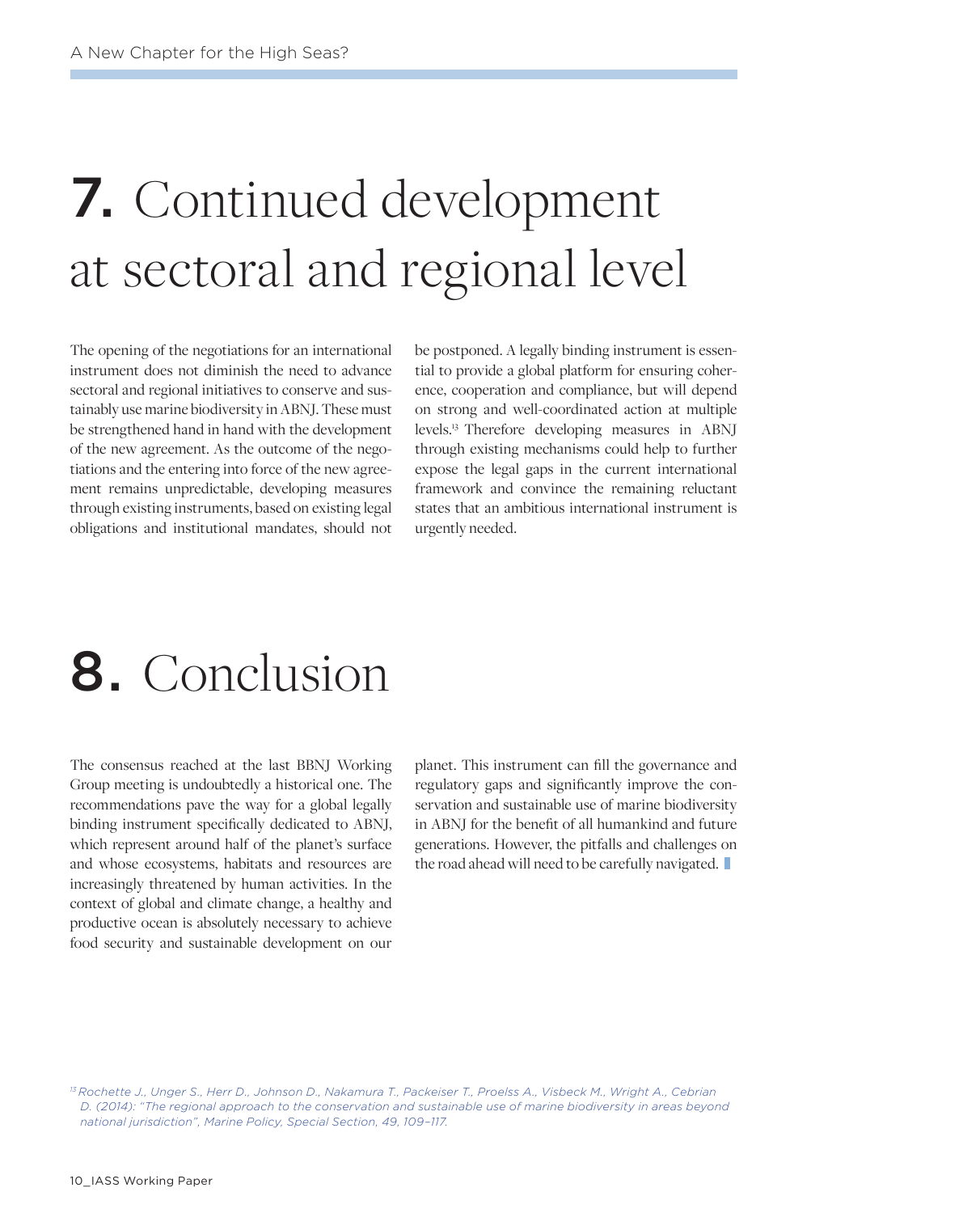# 7. Continued development at sectoral and regional level

The opening of the negotiations for an international instrument does not diminish the need to advance sectoral and regional initiatives to conserve and sustainably use marine biodiversity in ABNJ. These must be strengthened hand in hand with the development of the new agreement. As the outcome of the negotiations and the entering into force of the new agreement remains unpredictable, developing measures through existing instruments, based on existing legal obligations and institutional mandates, should not be postponed. A legally binding instrument is essential to provide a global platform for ensuring coherence, cooperation and compliance, but will depend on strong and well-coordinated action at multiple levels.[13] Therefore developing measures in ABNJ through existing mechanisms could help to further expose the legal gaps in the current international framework and convince the remaining reluctant states that an ambitious international instrument is urgently needed.

# 8. Conclusion

The consensus reached at the last BBNJ Working Group meeting is undoubtedly a historical one. The recommendations pave the way for a global legally binding instrument specifically dedicated to ABNJ, which represent around half of the planet's surface and whose ecosystems, habitats and resources are increasingly threatened by human activities. In the context of global and climate change, a healthy and productive ocean is absolutely necessary to achieve food security and sustainable development on our planet. This instrument can fill the governance and regulatory gaps and significantly improve the conservation and sustainable use of marine biodiversity in ABNJ for the benefit of all humankind and future generations. However, the pitfalls and challenges on the road ahead will need to be carefully navigated.

*[13] Rochette J., Unger S., Herr D., Johnson D., Nakamura T., Packeiser T., Proelss A., Visbeck M., Wright A., Cebrian D. (2014): "The regional approach to the conservation and sustainable use of marine biodiversity in areas beyond national jurisdiction", Marine Policy, Special Section, 49, 109–117.*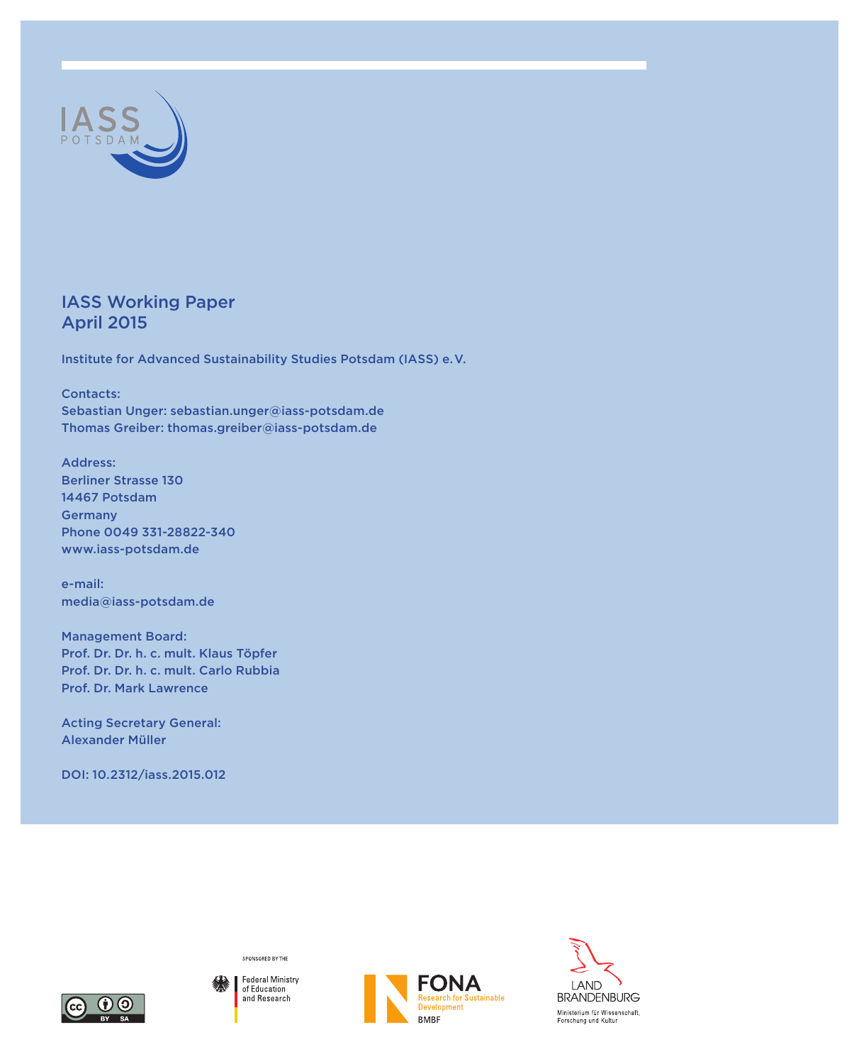IASS POTSDAM

## IASS Working Paper
## April 2015

Institute for Advanced Sustainability Studies Potsdam (IASS) e. V.

Contacts:
Sebastian Unger: sebastian.unger@iass-potsdam.de
Thomas Greiber: thomas.greiber@iass-potsdam.de

Address:
Berliner Strasse 130
14467 Potsdam
Germany
Phone 0049 331-28822-340
www.iass-potsdam.de

e-mail:
media@iass-potsdam.de

Management Board:
Prof. Dr. Dr. h. c. mult. Klaus Töpfer
Prof. Dr. Dr. h. c. mult. Carlo Rubbia
Prof. Dr. Mark Lawrence

Acting Secretary General:
Alexander Müller

DOI: 10.2312/iass.2015.012

SPONSORED BY THE

Federal Ministry of Education and Research

FONA Research for Sustainable Development BMBF

LAND BRANDENBURG
Ministerium für Wissenschaft, Forschung und Kultur